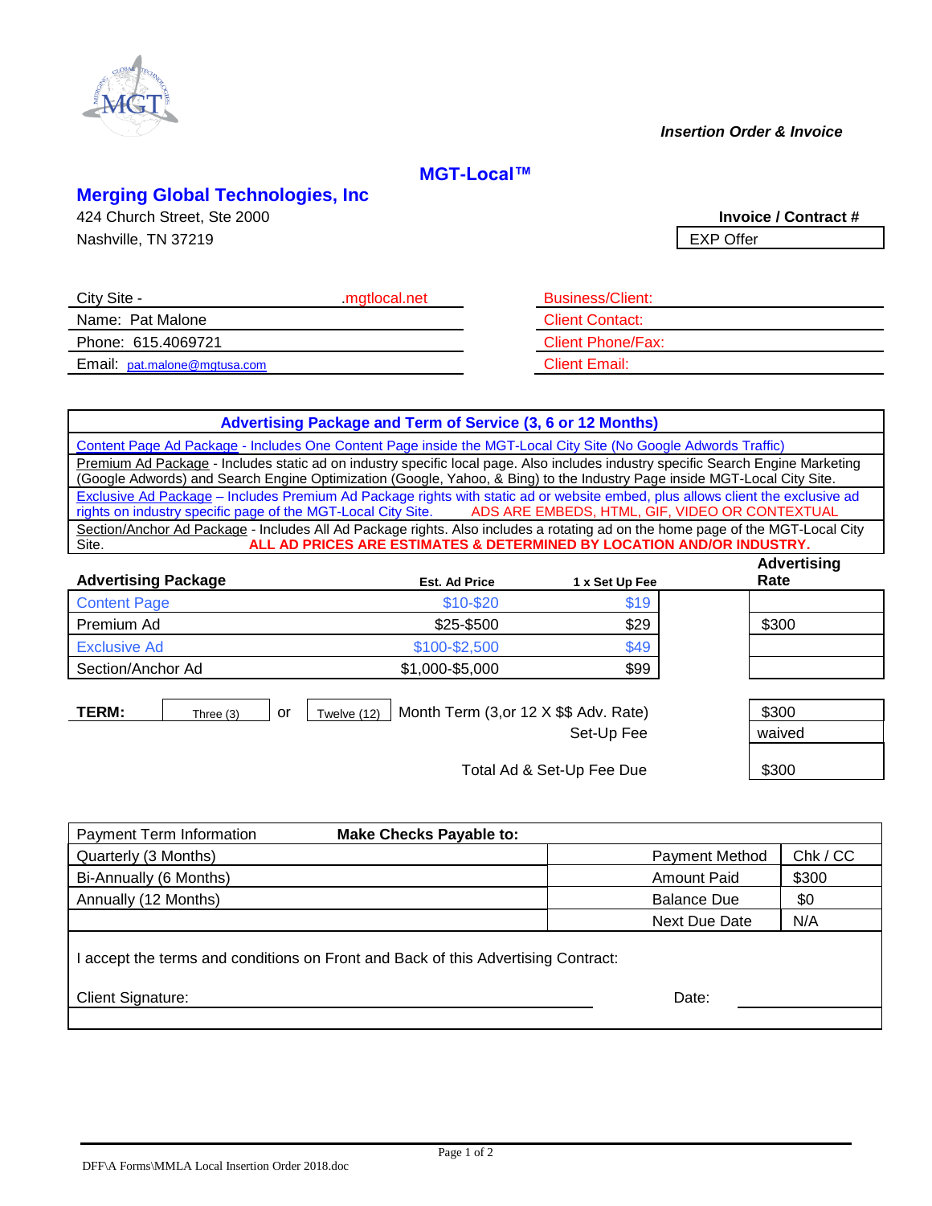*Insertion Order & Invoice*

## MGT-Local™

## Merging Global Technologies, Inc

424 Church Street, Ste 2000
Nashville, TN 37219

**Invoice / Contract #**
EXP Offer

| | |
|---|---|
| City Site - .mgtlocal.net | Business/Client: |
| Name: Pat Malone | Client Contact: |
| Phone: 615.4069721 | Client Phone/Fax: |
| Email: pat.malone@mgtusa.com | Client Email: |

| **Advertising Package and Term of Service (3, 6 or 12 Months)** |
|---|
| Content Page Ad Package - Includes One Content Page inside the MGT-Local City Site (No Google Adwords Traffic) |
| Premium Ad Package - Includes static ad on industry specific local page. Also includes industry specific Search Engine Marketing (Google Adwords) and Search Engine Optimization (Google, Yahoo, & Bing) to the Industry Page inside MGT-Local City Site. |
| Exclusive Ad Package – Includes Premium Ad Package rights with static ad or website embed, plus allows client the exclusive ad rights on industry specific page of the MGT-Local City Site. ADS ARE EMBEDS, HTML, GIF, VIDEO OR CONTEXTUAL |
| Section/Anchor Ad Package - Includes All Ad Package rights. Also includes a rotating ad on the home page of the MGT-Local City Site. ALL AD PRICES ARE ESTIMATES & DETERMINED BY LOCATION AND/OR INDUSTRY. |

| **Advertising Package** | **Est. Ad Price** | **1 x Set Up Fee** | **Advertising Rate** |
|---|---|---|---|
| Content Page | $10-$20 | $19 | |
| Premium Ad | $25-$500 | $29 | $300 |
| Exclusive Ad | $100-$2,500 | $49 | |
| Section/Anchor Ad | $1,000-$5,000 | $99 | |

**TERM:** Three (3) or Twelve (12) Month Term (3,or 12 X $$ Adv. Rate) — $300

Set-Up Fee — waived

Total Ad & Set-Up Fee Due — $300

| Payment Term Information | **Make Checks Payable to:** | | |
|---|---|---|---|
| Quarterly (3 Months) | | Payment Method | Chk / CC |
| Bi-Annually (6 Months) | | Amount Paid | $300 |
| Annually (12 Months) | | Balance Due | $0 |
| | | Next Due Date | N/A |

I accept the terms and conditions on Front and Back of this Advertising Contract:

Client Signature: ______________________ Date: ____________

DFF\A Forms\MMLA Local Insertion Order 2018.doc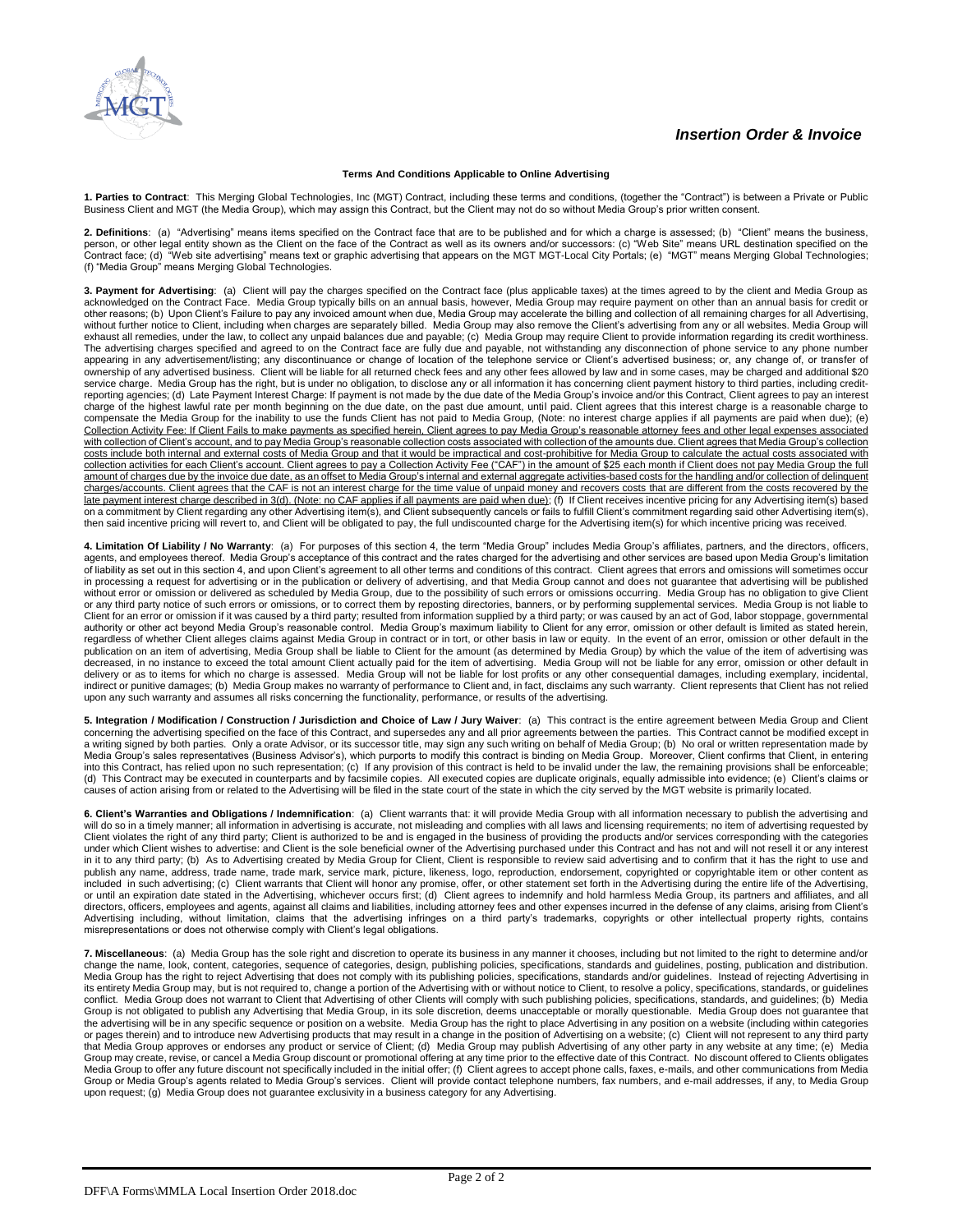*Insertion Order & Invoice*

**Terms And Conditions Applicable to Online Advertising**

**1. Parties to Contract**: This Merging Global Technologies, Inc (MGT) Contract, including these terms and conditions, (together the "Contract") is between a Private or Public Business Client and MGT (the Media Group), which may assign this Contract, but the Client may not do so without Media Group's prior written consent.

**2. Definitions**: (a) "Advertising" means items specified on the Contract face that are to be published and for which a charge is assessed; (b) "Client" means the business, person, or other legal entity shown as the Client on the face of the Contract as well as its owners and/or successors: (c) "Web Site" means URL destination specified on the Contract face; (d) "Web site advertising" means text or graphic advertising that appears on the MGT MGT-Local City Portals; (e) "MGT" means Merging Global Technologies; (f) "Media Group" means Merging Global Technologies.

**3. Payment for Advertising**: (a) Client will pay the charges specified on the Contract face (plus applicable taxes) at the times agreed to by the client and Media Group as acknowledged on the Contract Face. Media Group typically bills on an annual basis, however, Media Group may require payment on other than an annual basis for credit or other reasons; (b) Upon Client's Failure to pay any invoiced amount when due, Media Group may accelerate the billing and collection of all remaining charges for all Advertising, without further notice to Client, including when charges are separately billed. Media Group may also remove the Client's advertising from any or all websites. Media Group will exhaust all remedies, under the law, to collect any unpaid balances due and payable; (c) Media Group may require Client to provide information regarding its credit worthiness. The advertising charges specified and agreed to on the Contract face are fully due and payable, not withstanding any disconnection of phone service to any phone number appearing in any advertisement/listing; any discontinuance or change of location of the telephone service or Client's advertised business; or, any change of, or transfer of ownership of any advertised business. Client will be liable for all returned check fees and any other fees allowed by law and in some cases, may be charged and additional $20 service charge. Media Group has the right, but is under no obligation, to disclose any or all information it has concerning client payment history to third parties, including credit-reporting agencies; (d) Late Payment Interest Charge: If payment is not made by the due date of the Media Group's invoice and/or this Contract, Client agrees to pay an interest charge of the highest lawful rate per month beginning on the due date, on the past due amount, until paid. Client agrees that this interest charge is a reasonable charge to compensate the Media Group for the inability to use the funds Client has not paid to Media Group, (Note: no interest charge applies if all payments are paid when due); (e) Collection Activity Fee: If Client Fails to make payments as specified herein, Client agrees to pay Media Group's reasonable attorney fees and other legal expenses associated with collection of Client's account, and to pay Media Group's reasonable collection costs associated with collection of the amounts due. Client agrees that Media Group's collection costs include both internal and external costs of Media Group and that it would be impractical and cost-prohibitive for Media Group to calculate the actual costs associated with collection activities for each Client's account. Client agrees to pay a Collection Activity Fee ("CAF") in the amount of $25 each month if Client does not pay Media Group the full amount of charges due by the invoice due date, as an offset to Media Group's internal and external aggregate activities-based costs for the handling and/or collection of delinquent charges/accounts. Client agrees that the CAF is not an interest charge for the time value of unpaid money and recovers costs that are different from the costs recovered by the late payment interest charge described in 3(d). (Note: no CAF applies if all payments are paid when due); (f) If Client receives incentive pricing for any Advertising item(s) based on a commitment by Client regarding any other Advertising item(s), and Client subsequently cancels or fails to fulfill Client's commitment regarding said other Advertising item(s), then said incentive pricing will revert to, and Client will be obligated to pay, the full undiscounted charge for the Advertising item(s) for which incentive pricing was received.

**4. Limitation Of Liability / No Warranty**: (a) For purposes of this section 4, the term "Media Group" includes Media Group's affiliates, partners, and the directors, officers, agents, and employees thereof. Media Group's acceptance of this contract and the rates charged for the advertising and other services are based upon Media Group's limitation of liability as set out in this section 4, and upon Client's agreement to all other terms and conditions of this contract. Client agrees that errors and omissions will sometimes occur in processing a request for advertising or in the publication or delivery of advertising, and that Media Group cannot and does not guarantee that advertising will be published without error or omission or delivered as scheduled by Media Group, due to the possibility of such errors or omissions occurring. Media Group has no obligation to give Client or any third party notice of such errors or omissions, or to correct them by reposting directories, banners, or by performing supplemental services. Media Group is not liable to Client for an error or omission if it was caused by a third party; resulted from information supplied by a third party; or was caused by an act of God, labor stoppage, governmental authority or other act beyond Media Group's reasonable control. Media Group's maximum liability to Client for any error, omission or other default is limited as stated herein, regardless of whether Client alleges claims against Media Group in contract or in tort, or other basis in law or equity. In the event of an error, omission or other default in the publication on an item of advertising, Media Group shall be liable to Client for the amount (as determined by Media Group) by which the value of the item of advertising was decreased, in no instance to exceed the total amount Client actually paid for the item of advertising. Media Group will not be liable for any error, omission or other default in delivery or as to items for which no charge is assessed. Media Group will not be liable for lost profits or any other consequential damages, including exemplary, incidental, indirect or punitive damages; (b) Media Group makes no warranty of performance to Client and, in fact, disclaims any such warranty. Client represents that Client has not relied upon any such warranty and assumes all risks concerning the functionality, performance, or results of the advertising.

**5. Integration / Modification / Construction / Jurisdiction and Choice of Law / Jury Waiver**: (a) This contract is the entire agreement between Media Group and Client concerning the advertising specified on the face of this Contract, and supersedes any and all prior agreements between the parties. This Contract cannot be modified except in a writing signed by both parties. Only a orate Advisor, or its successor title, may sign any such writing on behalf of Media Group; (b) No oral or written representation made by Media Group's sales representatives (Business Advisor's), which purports to modify this contract is binding on Media Group. Moreover, Client confirms that Client, in entering into this Contract, has relied upon no such representation; (c) If any provision of this contract is held to be invalid under the law, the remaining provisions shall be enforceable; (d) This Contract may be executed in counterparts and by facsimile copies. All executed copies are duplicate originals, equally admissible into evidence; (e) Client's claims or causes of action arising from or related to the Advertising will be filed in the state court of the state in which the city served by the MGT website is primarily located.

**6. Client's Warranties and Obligations / Indemnification**: (a) Client warrants that: it will provide Media Group with all information necessary to publish the advertising and will do so in a timely manner; all information in advertising is accurate, not misleading and complies with all laws and licensing requirements; no item of advertising requested by Client violates the right of any third party; Client is authorized to be and is engaged in the business of providing the products and/or services corresponding with the categories under which Client wishes to advertise: and Client is the sole beneficial owner of the Advertising purchased under this Contract and has not and will not resell it or any interest in it to any third party; (b) As to Advertising created by Media Group for Client, Client is responsible to review said advertising and to confirm that it has the right to use and publish any name, address, trade name, trade mark, service mark, picture, likeness, logo, reproduction, endorsement, copyrighted or copyrightable item or other content as included in such advertising; (c) Client warrants that Client will honor any promise, offer, or other statement set forth in the Advertising during the entire life of the Advertising, or until an expiration date stated in the Advertising, whichever occurs first; (d) Client agrees to indemnify and hold harmless Media Group, its partners and affiliates, and all directors, officers, employees and agents, against all claims and liabilities, including attorney fees and other expenses incurred in the defense of any claims, arising from Client's Advertising including, without limitation, claims that the advertising infringes on a third party's trademarks, copyrights or other intellectual property rights, contains misrepresentations or does not otherwise comply with Client's legal obligations.

**7. Miscellaneous**: (a) Media Group has the sole right and discretion to operate its business in any manner it chooses, including but not limited to the right to determine and/or change the name, look, content, categories, sequence of categories, design, publishing policies, specifications, standards and guidelines, posting, publication and distribution. Media Group has the right to reject Advertising that does not comply with its publishing policies, specifications, standards and/or guidelines. Instead of rejecting Advertising in its entirety Media Group may, but is not required to, change a portion of the Advertising with or without notice to Client, to resolve a policy, specifications, standards, or guidelines conflict. Media Group does not warrant to Client that Advertising of other Clients will comply with such publishing policies, specifications, standards, and guidelines; (b) Media Group is not obligated to publish any Advertising that Media Group, in its sole discretion, deems unacceptable or morally questionable. Media Group does not guarantee that the advertising will be in any specific sequence or position on a website. Media Group has the right to place Advertising in any position on a website (including within categories or pages therein) and to introduce new Advertising products that may result in a change in the position of Advertising on a website; (c) Client will not represent to any third party that Media Group approves or endorses any product or service of Client; (d) Media Group may publish Advertising of any other party in any website at any time; (e) Media Group may create, revise, or cancel a Media Group discount or promotional offering at any time prior to the effective date of this Contract. No discount offered to Clients obligates Media Group to offer any future discount not specifically included in the initial offer; (f) Client agrees to accept phone calls, faxes, e-mails, and other communications from Media Group or Media Group's agents related to Media Group's services. Client will provide contact telephone numbers, fax numbers, and e-mail addresses, if any, to Media Group upon request; (g) Media Group does not guarantee exclusivity in a business category for any Advertising.

DFF\A Forms\MMLA Local Insertion Order 2018.doc